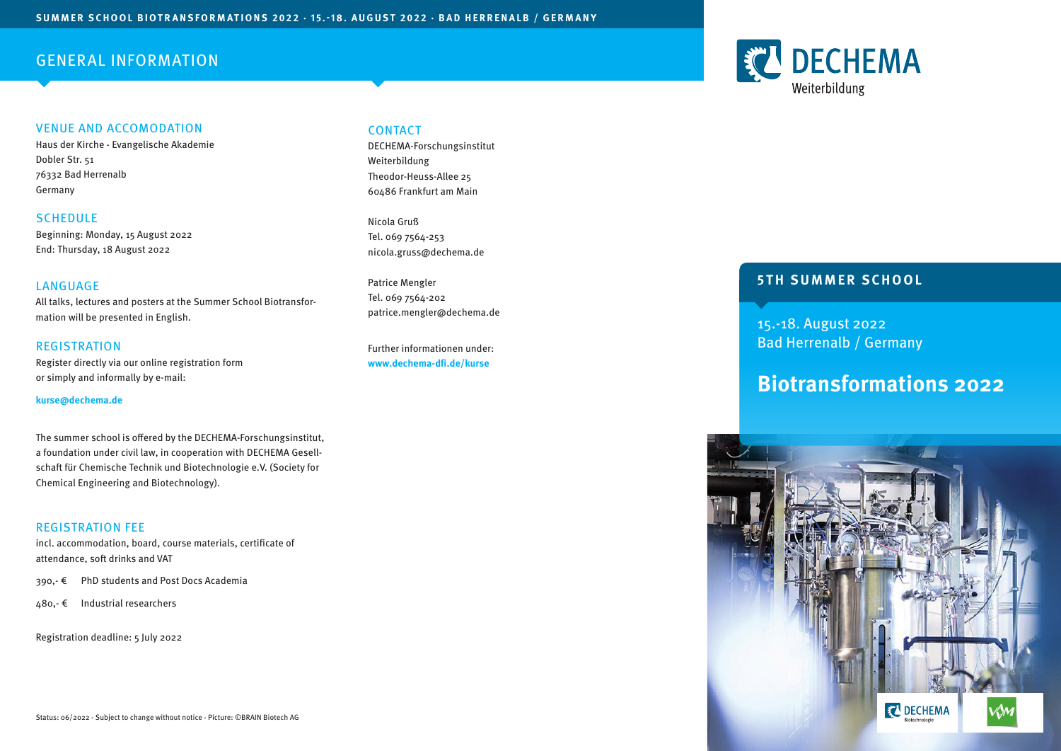SUMMER SCHOOL BIOTRANSFORMATIONS 2022 · 15.-18. AUGUST 2022 · BAD HERRENALB / GERMANY

# GENERAL INFORMATION

## VENUE AND ACCOMODATION

Haus der Kirche - Evangelische Akademie
Dobler Str. 51
76332 Bad Herrenalb
Germany

## SCHEDULE

Beginning: Monday, 15 August 2022
End: Thursday, 18 August 2022

## LANGUAGE

All talks, lectures and posters at the Summer School Biotransformation will be presented in English.

## REGISTRATION

Register directly via our online registration form or simply and informally by e-mail:

**kurse@dechema.de**

The summer school is offered by the DECHEMA-Forschungsinstitut, a foundation under civil law, in cooperation with DECHEMA Gesellschaft für Chemische Technik und Biotechnologie e.V. (Society for Chemical Engineering and Biotechnology).

## REGISTRATION FEE

incl. accommodation, board, course materials, certificate of attendance, soft drinks and VAT

390,- € PhD students and Post Docs Academia

480,- € Industrial researchers

Registration deadline: 5 July 2022

## CONTACT

DECHEMA-Forschungsinstitut
Weiterbildung
Theodor-Heuss-Allee 25
60486 Frankfurt am Main

Nicola Gruß
Tel. 069 7564-253
nicola.gruss@dechema.de

Patrice Mengler
Tel. 069 7564-202
patrice.mengler@dechema.de

Further informationen under:
**www.dechema-dfi.de/kurse**

Status: 06/2022 - Subject to change without notice · Picture: ©BRAIN Biotech AG

DECHEMA Weiterbildung

## 5TH SUMMER SCHOOL

15.-18. August 2022
Bad Herrenalb / Germany

# Biotransformations 2022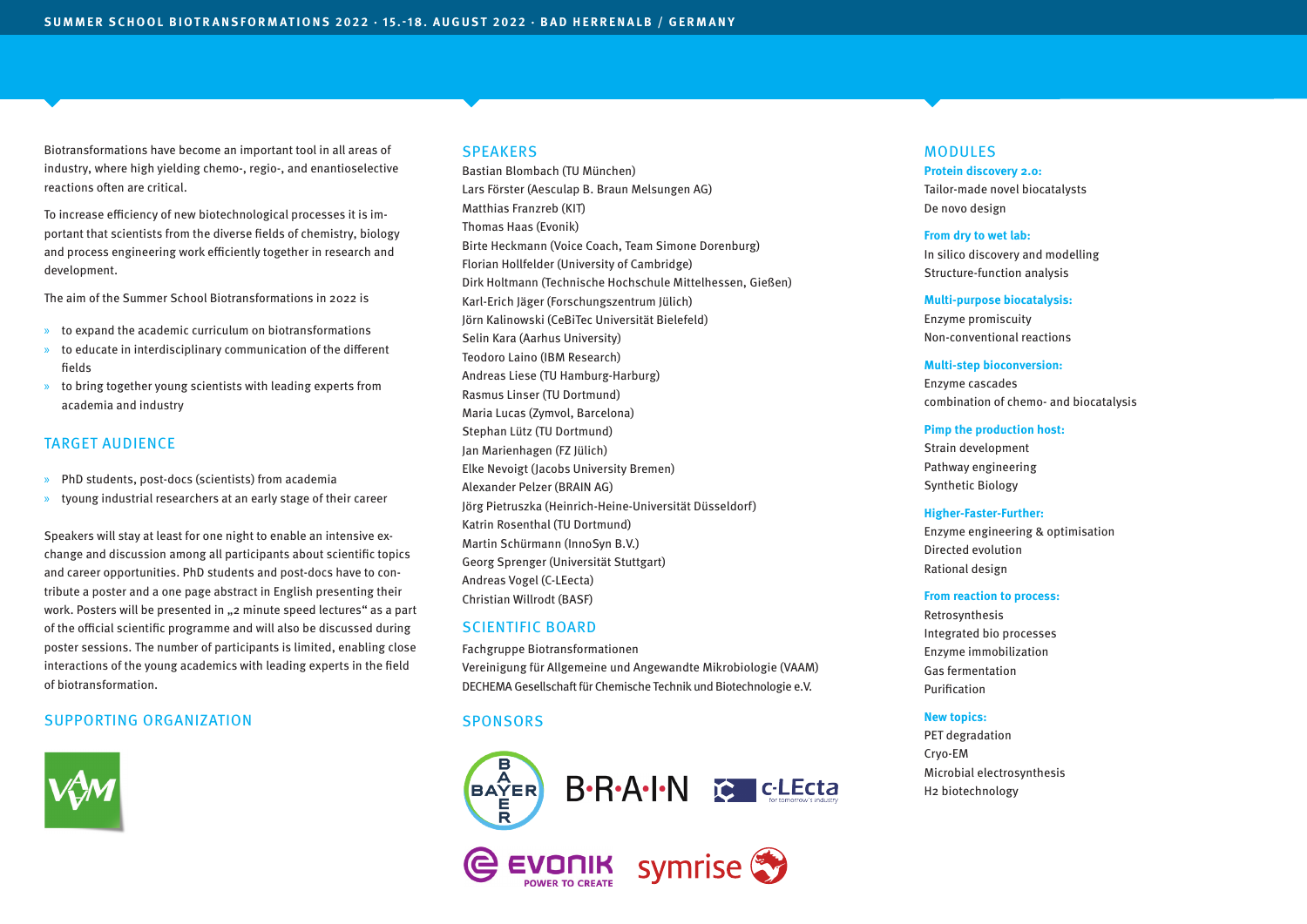Biotransformations have become an important tool in all areas of industry, where high yielding chemo-, regio-, and enantioselective reactions often are critical.

To increase efficiency of new biotechnological processes it is important that scientists from the diverse fields of chemistry, biology and process engineering work efficiently together in research and development.

The aim of the Summer School Biotransformations in 2022 is

- to expand the academic curriculum on biotransformations
- to educate in interdisciplinary communication of the different fields
- to bring together young scientists with leading experts from academia and industry

## TARGET AUDIENCE

- PhD students, post-docs (scientists) from academia
- tyoung industrial researchers at an early stage of their career

Speakers will stay at least for one night to enable an intensive exchange and discussion among all participants about scientific topics and career opportunities. PhD students and post-docs have to contribute a poster and a one page abstract in English presenting their work. Posters will be presented in „2 minute speed lectures" as a part of the official scientific programme and will also be discussed during poster sessions. The number of participants is limited, enabling close interactions of the young academics with leading experts in the field of biotransformation.

## SUPPORTING ORGANIZATION

VAAM

## SPEAKERS

Bastian Blombach (TU München)
Lars Förster (Aesculap B. Braun Melsungen AG)
Matthias Franzreb (KIT)
Thomas Haas (Evonik)
Birte Heckmann (Voice Coach, Team Simone Dorenburg)
Florian Hollfelder (University of Cambridge)
Dirk Holtmann (Technische Hochschule Mittelhessen, Gießen)
Karl-Erich Jäger (Forschungszentrum Jülich)
Jörn Kalinowski (CeBiTec Universität Bielefeld)
Selin Kara (Aarhus University)
Teodoro Laino (IBM Research)
Andreas Liese (TU Hamburg-Harburg)
Rasmus Linser (TU Dortmund)
Maria Lucas (Zymvol, Barcelona)
Stephan Lütz (TU Dortmund)
Jan Marienhagen (FZ Jülich)
Elke Nevoigt (Jacobs University Bremen)
Alexander Pelzer (BRAIN AG)
Jörg Pietruszka (Heinrich-Heine-Universität Düsseldorf)
Katrin Rosenthal (TU Dortmund)
Martin Schürmann (InnoSyn B.V.)
Georg Sprenger (Universität Stuttgart)
Andreas Vogel (C-LEecta)
Christian Willrodt (BASF)

## SCIENTIFIC BOARD

Fachgruppe Biotransformationen
Vereinigung für Allgemeine und Angewandte Mikrobiologie (VAAM)
DECHEMA Gesellschaft für Chemische Technik und Biotechnologie e.V.

## SPONSORS

BAYER · B·R·A·I·N · c-LEcta (for tomorrow's industry) · EVONIK (POWER TO CREATE) · symrise

## MODULES

**Protein discovery 2.0:**
Tailor-made novel biocatalysts
De novo design

**From dry to wet lab:**
In silico discovery and modelling
Structure-function analysis

**Multi-purpose biocatalysis:**
Enzyme promiscuity
Non-conventional reactions

**Multi-step bioconversion:**
Enzyme cascades
combination of chemo- and biocatalysis

**Pimp the production host:**
Strain development
Pathway engineering
Synthetic Biology

**Higher-Faster-Further:**
Enzyme engineering & optimisation
Directed evolution
Rational design

**From reaction to process:**
Retrosynthesis
Integrated bio processes
Enzyme immobilization
Gas fermentation
Purification

**New topics:**
PET degradation
Cryo-EM
Microbial electrosynthesis
H2 biotechnology